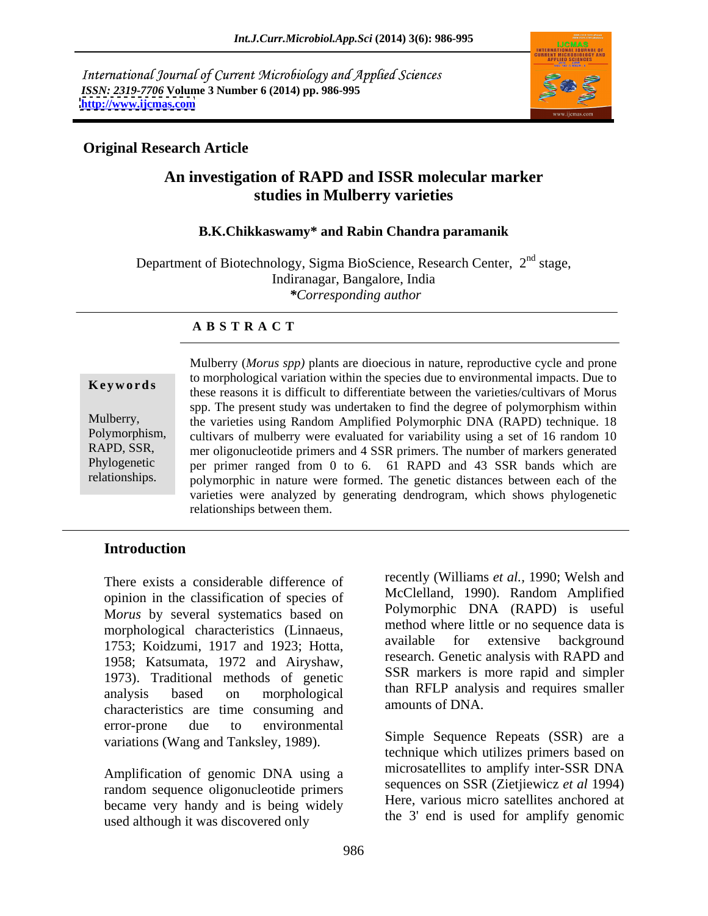International Journal of Current Microbiology and Applied Sciences
*ISSN: 2319-7706* **Volume 3 Number 6 (2014) pp. 986-995**
**http://www.ijcmas.com**

**Original Research Article**

# An investigation of RAPD and ISSR molecular marker studies in Mulberry varieties

**B.K.Chikkaswamy\* and Rabin Chandra paramanik**

Department of Biotechnology, Sigma BioScience, Research Center, 2nd stage, Indiranagar, Bangalore, India
*\*Corresponding author*

## ABSTRACT

**Keywords**

Mulberry, Polymorphism, RAPD, SSR, Phylogenetic relationships.

Mulberry (*Morus spp)* plants are dioecious in nature, reproductive cycle and prone to morphological variation within the species due to environmental impacts. Due to these reasons it is difficult to differentiate between the varieties/cultivars of Morus spp. The present study was undertaken to find the degree of polymorphism within the varieties using Random Amplified Polymorphic DNA (RAPD) technique. 18 cultivars of mulberry were evaluated for variability using a set of 16 random 10 mer oligonucleotide primers and 4 SSR primers. The number of markers generated per primer ranged from 0 to 6. 61 RAPD and 43 SSR bands which are polymorphic in nature were formed. The genetic distances between each of the varieties were analyzed by generating dendrogram, which shows phylogenetic relationships between them.

## Introduction

There exists a considerable difference of opinion in the classification of species of M*orus* by several systematics based on morphological characteristics (Linnaeus, 1753; Koidzumi, 1917 and 1923; Hotta, 1958; Katsumata, 1972 and Airyshaw, 1973). Traditional methods of genetic analysis based on morphological characteristics are time consuming and error-prone due to environmental variations (Wang and Tanksley, 1989).

Amplification of genomic DNA using a random sequence oligonucleotide primers became very handy and is being widely used although it was discovered only recently (Williams *et al.,* 1990; Welsh and McClelland, 1990). Random Amplified Polymorphic DNA (RAPD) is useful method where little or no sequence data is available for extensive background research. Genetic analysis with RAPD and SSR markers is more rapid and simpler than RFLP analysis and requires smaller amounts of DNA.

Simple Sequence Repeats (SSR) are a technique which utilizes primers based on microsatellites to amplify inter-SSR DNA sequences on SSR (Zietjiewicz *et al* 1994) Here, various micro satellites anchored at the 3' end is used for amplify genomic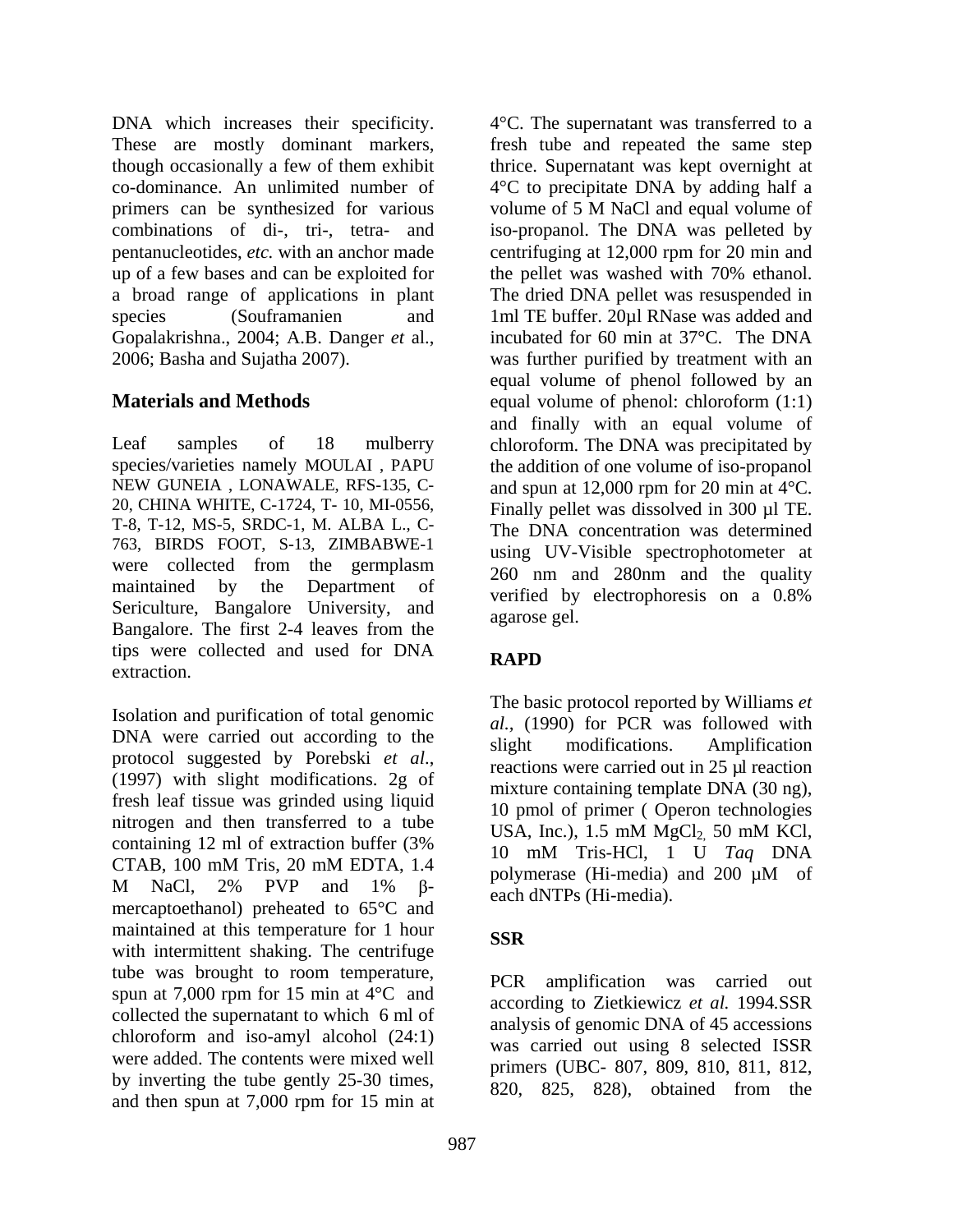DNA which increases their specificity. These are mostly dominant markers, though occasionally a few of them exhibit co-dominance. An unlimited number of primers can be synthesized for various combinations of di-, tri-, tetra- and pentanucleotides, *etc.* with an anchor made up of a few bases and can be exploited for a broad range of applications in plant species (Souframanien and Gopalakrishna., 2004; A.B. Danger *et* al., 2006; Basha and Sujatha 2007).

## Materials and Methods

Leaf samples of 18 mulberry species/varieties namely MOULAI , PAPU NEW GUNEIA , LONAWALE, RFS-135, C-20, CHINA WHITE, C-1724, T- 10, MI-0556, T-8, T-12, MS-5, SRDC-1, M. ALBA L., C-763, BIRDS FOOT, S-13, ZIMBABWE-1 were collected from the germplasm maintained by the Department of Sericulture, Bangalore University, and Bangalore. The first 2-4 leaves from the tips were collected and used for DNA extraction.

Isolation and purification of total genomic DNA were carried out according to the protocol suggested by Porebski *et al.*, (1997) with slight modifications. 2g of fresh leaf tissue was grinded using liquid nitrogen and then transferred to a tube containing 12 ml of extraction buffer (3% CTAB, 100 mM Tris, 20 mM EDTA, 1.4 M NaCl, 2% PVP and 1% β-mercaptoethanol) preheated to 65°C and maintained at this temperature for 1 hour with intermittent shaking. The centrifuge tube was brought to room temperature, spun at 7,000 rpm for 15 min at 4°C and collected the supernatant to which 6 ml of chloroform and iso-amyl alcohol (24:1) were added. The contents were mixed well by inverting the tube gently 25-30 times, and then spun at 7,000 rpm for 15 min at 4°C. The supernatant was transferred to a fresh tube and repeated the same step thrice. Supernatant was kept overnight at 4°C to precipitate DNA by adding half a volume of 5 M NaCl and equal volume of iso-propanol. The DNA was pelleted by centrifuging at 12,000 rpm for 20 min and the pellet was washed with 70% ethanol. The dried DNA pellet was resuspended in 1ml TE buffer. 20µl RNase was added and incubated for 60 min at 37°C. The DNA was further purified by treatment with an equal volume of phenol followed by an equal volume of phenol: chloroform (1:1) and finally with an equal volume of chloroform. The DNA was precipitated by the addition of one volume of iso-propanol and spun at 12,000 rpm for 20 min at 4°C. Finally pellet was dissolved in 300 µl TE. The DNA concentration was determined using UV-Visible spectrophotometer at 260 nm and 280nm and the quality verified by electrophoresis on a 0.8% agarose gel.

### RAPD

The basic protocol reported by Williams *et al.*, (1990) for PCR was followed with slight modifications. Amplification reactions were carried out in 25 µl reaction mixture containing template DNA (30 ng), 10 pmol of primer ( Operon technologies USA, Inc.), 1.5 mM $MgCl_2$, 50 mM KCl, 10 mM Tris-HCl, 1 U *Taq* DNA polymerase (Hi-media) and 200 µM of each dNTPs (Hi-media).

### SSR

PCR amplification was carried out according to Zietkiewicz *et al.* 1994.SSR analysis of genomic DNA of 45 accessions was carried out using 8 selected ISSR primers (UBC- 807, 809, 810, 811, 812, 820, 825, 828), obtained from the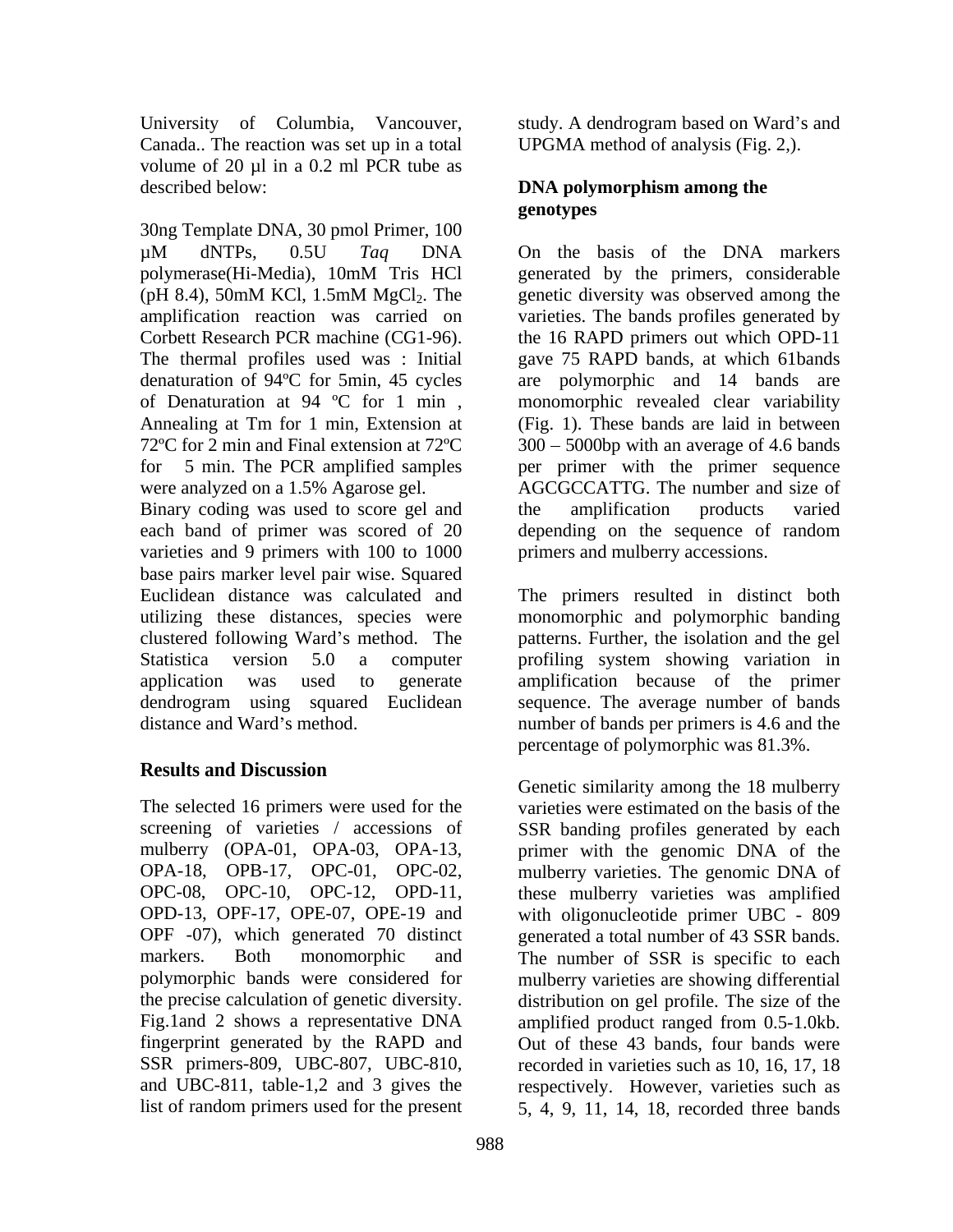University of Columbia, Vancouver, Canada.. The reaction was set up in a total volume of 20 µl in a 0.2 ml PCR tube as described below:

30ng Template DNA, 30 pmol Primer, 100 µM dNTPs, 0.5U *Taq* DNA polymerase(Hi-Media), 10mM Tris HCl (pH 8.4), 50mM KCl, 1.5mM $MgCl_2$. The amplification reaction was carried on Corbett Research PCR machine (CG1-96). The thermal profiles used was : Initial denaturation of 94ºC for 5min, 45 cycles of Denaturation at 94 ºC for 1 min , Annealing at Tm for 1 min, Extension at 72ºC for 2 min and Final extension at 72ºC for 5 min. The PCR amplified samples were analyzed on a 1.5% Agarose gel.

Binary coding was used to score gel and each band of primer was scored of 20 varieties and 9 primers with 100 to 1000 base pairs marker level pair wise. Squared Euclidean distance was calculated and utilizing these distances, species were clustered following Ward's method. The Statistica version 5.0 a computer application was used to generate dendrogram using squared Euclidean distance and Ward's method.

## Results and Discussion

The selected 16 primers were used for the screening of varieties / accessions of mulberry (OPA-01, OPA-03, OPA-13, OPA-18, OPB-17, OPC-01, OPC-02, OPC-08, OPC-10, OPC-12, OPD-11, OPD-13, OPF-17, OPE-07, OPE-19 and OPF -07), which generated 70 distinct markers. Both monomorphic and polymorphic bands were considered for the precise calculation of genetic diversity. Fig.1and 2 shows a representative DNA fingerprint generated by the RAPD and SSR primers-809, UBC-807, UBC-810, and UBC-811, table-1,2 and 3 gives the list of random primers used for the present study. A dendrogram based on Ward's and UPGMA method of analysis (Fig. 2,).

### DNA polymorphism among the genotypes

On the basis of the DNA markers generated by the primers, considerable genetic diversity was observed among the varieties. The bands profiles generated by the 16 RAPD primers out which OPD-11 gave 75 RAPD bands, at which 61bands are polymorphic and 14 bands are monomorphic revealed clear variability (Fig. 1). These bands are laid in between 300 – 5000bp with an average of 4.6 bands per primer with the primer sequence AGCGCCATTG. The number and size of the amplification products varied depending on the sequence of random primers and mulberry accessions.

The primers resulted in distinct both monomorphic and polymorphic banding patterns. Further, the isolation and the gel profiling system showing variation in amplification because of the primer sequence. The average number of bands number of bands per primers is 4.6 and the percentage of polymorphic was 81.3%.

Genetic similarity among the 18 mulberry varieties were estimated on the basis of the SSR banding profiles generated by each primer with the genomic DNA of the mulberry varieties. The genomic DNA of these mulberry varieties was amplified with oligonucleotide primer UBC - 809 generated a total number of 43 SSR bands. The number of SSR is specific to each mulberry varieties are showing differential distribution on gel profile. The size of the amplified product ranged from 0.5-1.0kb. Out of these 43 bands, four bands were recorded in varieties such as 10, 16, 17, 18 respectively. However, varieties such as 5, 4, 9, 11, 14, 18, recorded three bands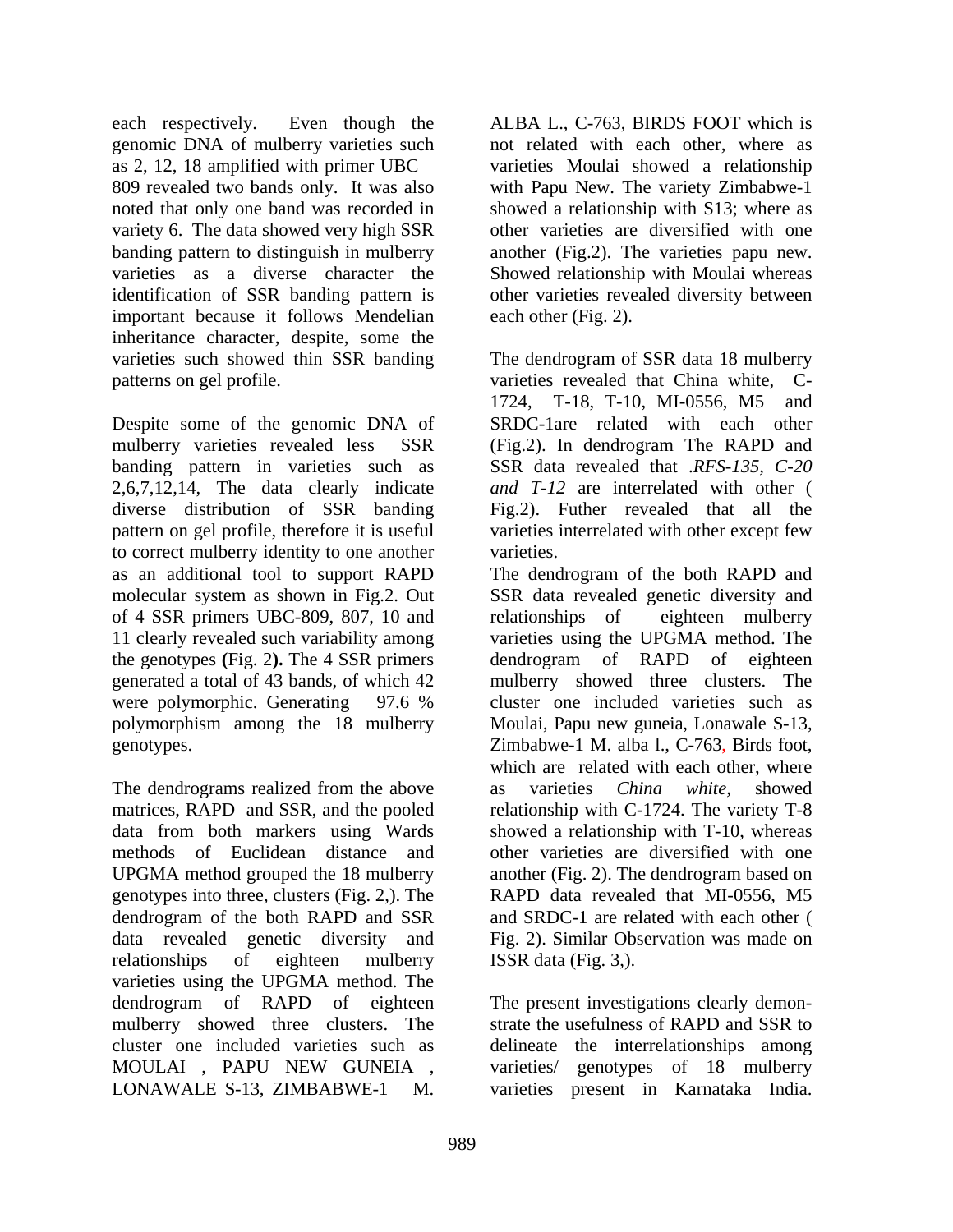each respectively. Even though the genomic DNA of mulberry varieties such as 2, 12, 18 amplified with primer UBC – 809 revealed two bands only. It was also noted that only one band was recorded in variety 6. The data showed very high SSR banding pattern to distinguish in mulberry varieties as a diverse character the identification of SSR banding pattern is important because it follows Mendelian inheritance character, despite, some the varieties such showed thin SSR banding patterns on gel profile.

Despite some of the genomic DNA of mulberry varieties revealed less SSR banding pattern in varieties such as 2,6,7,12,14, The data clearly indicate diverse distribution of SSR banding pattern on gel profile, therefore it is useful to correct mulberry identity to one another as an additional tool to support RAPD molecular system as shown in Fig.2. Out of 4 SSR primers UBC-809, 807, 10 and 11 clearly revealed such variability among the genotypes **(**Fig. 2**).** The 4 SSR primers generated a total of 43 bands, of which 42 were polymorphic. Generating 97.6 % polymorphism among the 18 mulberry genotypes.

The dendrograms realized from the above matrices, RAPD and SSR, and the pooled data from both markers using Wards methods of Euclidean distance and UPGMA method grouped the 18 mulberry genotypes into three, clusters (Fig. 2,). The dendrogram of the both RAPD and SSR data revealed genetic diversity and relationships of eighteen mulberry varieties using the UPGMA method. The dendrogram of RAPD of eighteen mulberry showed three clusters. The cluster one included varieties such as MOULAI , PAPU NEW GUNEIA , LONAWALE S-13, ZIMBABWE-1 M. ALBA L., C-763, BIRDS FOOT which is not related with each other, where as varieties Moulai showed a relationship with Papu New. The variety Zimbabwe-1 showed a relationship with S13; where as other varieties are diversified with one another (Fig.2). The varieties papu new. Showed relationship with Moulai whereas other varieties revealed diversity between each other (Fig. 2).

The dendrogram of SSR data 18 mulberry varieties revealed that China white, C-1724, T-18, T-10, MI-0556, M5 and SRDC-1are related with each other (Fig.2). In dendrogram The RAPD and SSR data revealed that *.RFS-135, C-20 and T-12* are interrelated with other ( Fig.2). Futher revealed that all the varieties interrelated with other except few varieties.

The dendrogram of the both RAPD and SSR data revealed genetic diversity and relationships of eighteen mulberry varieties using the UPGMA method. The dendrogram of RAPD of eighteen mulberry showed three clusters. The cluster one included varieties such as Moulai, Papu new guneia, Lonawale S-13, Zimbabwe-1 M. alba l., C-763, Birds foot, which are related with each other, where as varieties *China white,* showed relationship with C-1724. The variety T-8 showed a relationship with T-10, whereas other varieties are diversified with one another (Fig. 2). The dendrogram based on RAPD data revealed that MI-0556, M5 and SRDC-1 are related with each other ( Fig. 2). Similar Observation was made on ISSR data (Fig. 3,).

The present investigations clearly demonstrate the usefulness of RAPD and SSR to delineate the interrelationships among varieties/ genotypes of 18 mulberry varieties present in Karnataka India.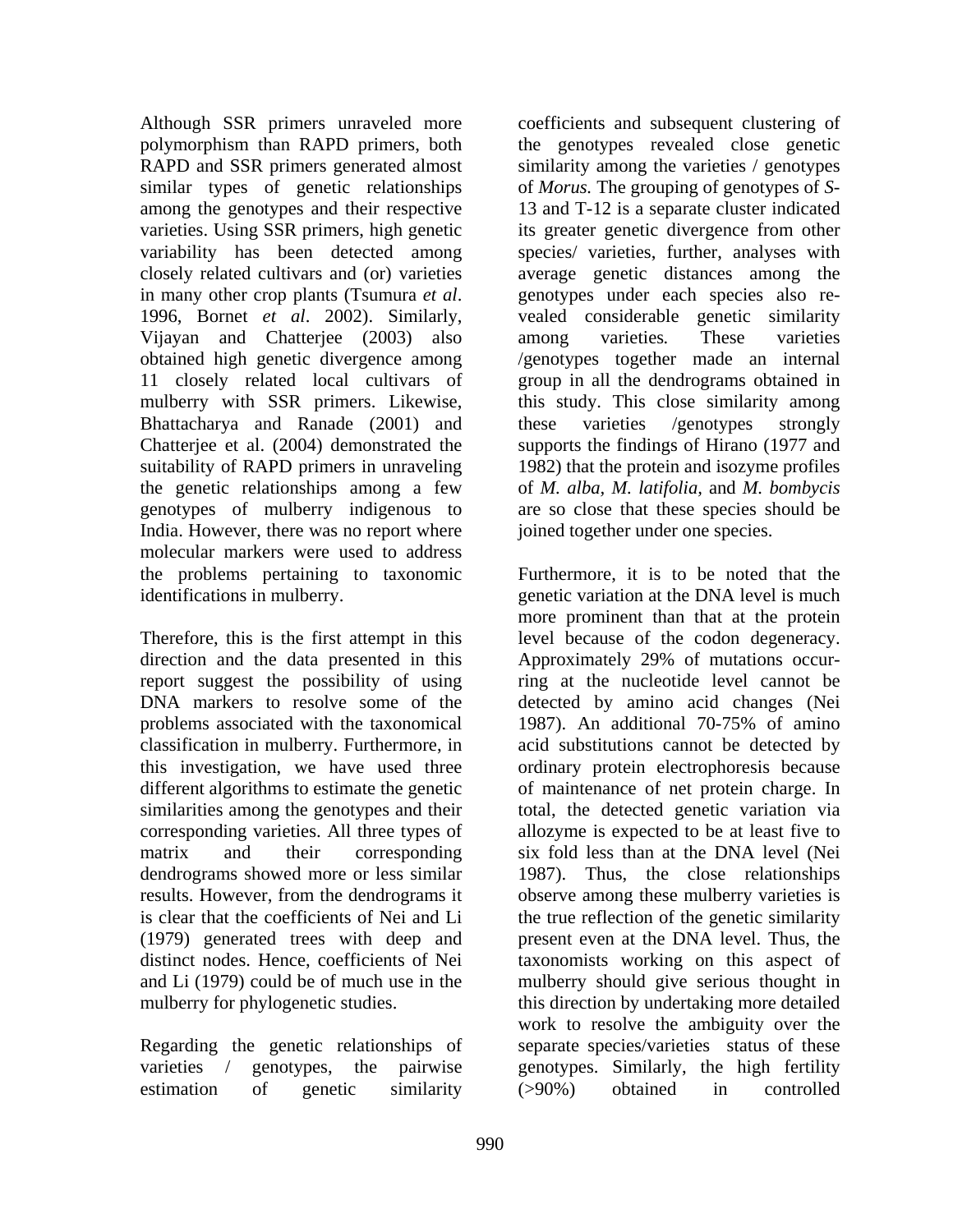Although SSR primers unraveled more polymorphism than RAPD primers, both RAPD and SSR primers generated almost similar types of genetic relationships among the genotypes and their respective varieties. Using SSR primers, high genetic variability has been detected among closely related cultivars and (or) varieties in many other crop plants (Tsumura *et al*. 1996, Bornet *et al*. 2002). Similarly, Vijayan and Chatterjee (2003) also obtained high genetic divergence among 11 closely related local cultivars of mulberry with SSR primers. Likewise, Bhattacharya and Ranade (2001) and Chatterjee et al. (2004) demonstrated the suitability of RAPD primers in unraveling the genetic relationships among a few genotypes of mulberry indigenous to India. However, there was no report where molecular markers were used to address the problems pertaining to taxonomic identifications in mulberry.

Therefore, this is the first attempt in this direction and the data presented in this report suggest the possibility of using DNA markers to resolve some of the problems associated with the taxonomical classification in mulberry. Furthermore, in this investigation, we have used three different algorithms to estimate the genetic similarities among the genotypes and their corresponding varieties. All three types of matrix and their corresponding dendrograms showed more or less similar results. However, from the dendrograms it is clear that the coefficients of Nei and Li (1979) generated trees with deep and distinct nodes. Hence, coefficients of Nei and Li (1979) could be of much use in the mulberry for phylogenetic studies.

Regarding the genetic relationships of varieties / genotypes, the pairwise estimation of genetic similarity coefficients and subsequent clustering of the genotypes revealed close genetic similarity among the varieties / genotypes of *Morus.* The grouping of genotypes of *S*-13 and T-12 is a separate cluster indicated its greater genetic divergence from other species/ varieties, further, analyses with average genetic distances among the genotypes under each species also revealed considerable genetic similarity among varieties*.* These varieties /genotypes together made an internal group in all the dendrograms obtained in this study. This close similarity among these varieties /genotypes strongly supports the findings of Hirano (1977 and 1982) that the protein and isozyme profiles of *M. alba*, *M. latifolia*, and *M. bombycis* are so close that these species should be joined together under one species.

Furthermore, it is to be noted that the genetic variation at the DNA level is much more prominent than that at the protein level because of the codon degeneracy. Approximately 29% of mutations occurring at the nucleotide level cannot be detected by amino acid changes (Nei 1987). An additional 70-75% of amino acid substitutions cannot be detected by ordinary protein electrophoresis because of maintenance of net protein charge. In total, the detected genetic variation via allozyme is expected to be at least five to six fold less than at the DNA level (Nei 1987). Thus, the close relationships observe among these mulberry varieties is the true reflection of the genetic similarity present even at the DNA level. Thus, the taxonomists working on this aspect of mulberry should give serious thought in this direction by undertaking more detailed work to resolve the ambiguity over the separate species/varieties status of these genotypes. Similarly, the high fertility (>90%) obtained in controlled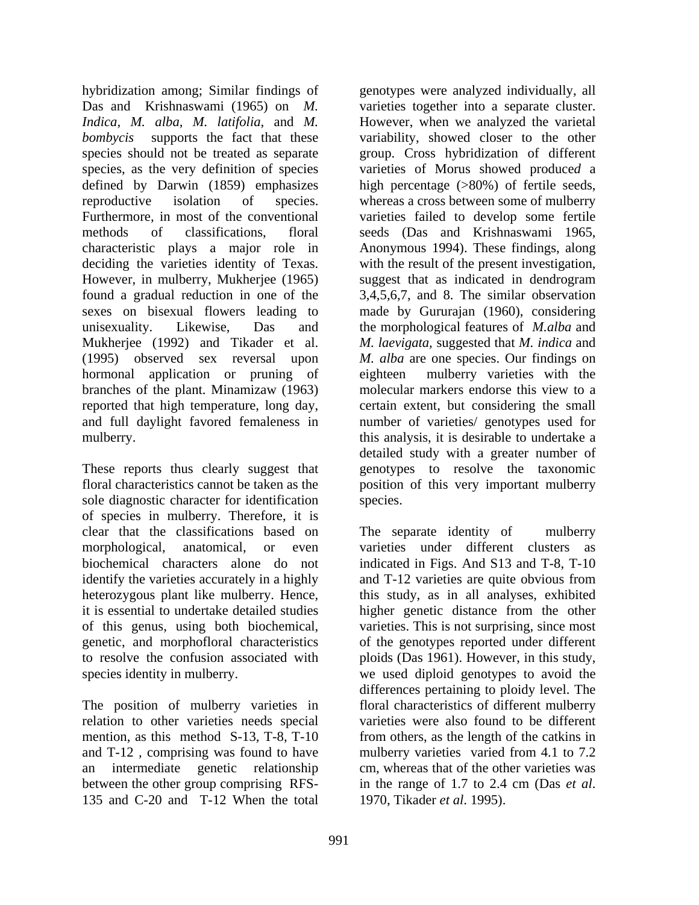hybridization among; Similar findings of Das and Krishnaswami (1965) on *M. Indica*, *M. alba*, *M. latifolia*, and *M. bombycis* supports the fact that these species should not be treated as separate species, as the very definition of species defined by Darwin (1859) emphasizes reproductive isolation of species. Furthermore, in most of the conventional methods of classifications, floral characteristic plays a major role in deciding the varieties identity of Texas. However, in mulberry, Mukherjee (1965) found a gradual reduction in one of the sexes on bisexual flowers leading to unisexuality. Likewise, Das and Mukherjee (1992) and Tikader et al. (1995) observed sex reversal upon hormonal application or pruning of branches of the plant. Minamizaw (1963) reported that high temperature, long day, and full daylight favored femaleness in mulberry.

These reports thus clearly suggest that floral characteristics cannot be taken as the sole diagnostic character for identification of species in mulberry. Therefore, it is clear that the classifications based on morphological, anatomical, or even biochemical characters alone do not identify the varieties accurately in a highly heterozygous plant like mulberry. Hence, it is essential to undertake detailed studies of this genus, using both biochemical, genetic, and morphofloral characteristics to resolve the confusion associated with species identity in mulberry.

The position of mulberry varieties in relation to other varieties needs special mention, as this method S-13, T-8, T-10 and T-12 , comprising was found to have an intermediate genetic relationship between the other group comprising RFS-135 and C-20 and T-12 When the total genotypes were analyzed individually, all varieties together into a separate cluster. However, when we analyzed the varietal variability, showed closer to the other group. Cross hybridization of different varieties of Morus showed produce*d* a high percentage (>80%) of fertile seeds, whereas a cross between some of mulberry varieties failed to develop some fertile seeds (Das and Krishnaswami 1965, Anonymous 1994). These findings, along with the result of the present investigation, suggest that as indicated in dendrogram 3,4,5,6,7, and 8. The similar observation made by Gururajan (1960), considering the morphological features of *M.alba* and *M. laevigata*, suggested that *M. indica* and *M. alba* are one species. Our findings on eighteen mulberry varieties with the molecular markers endorse this view to a certain extent, but considering the small number of varieties/ genotypes used for this analysis, it is desirable to undertake a detailed study with a greater number of genotypes to resolve the taxonomic position of this very important mulberry species.

The separate identity of mulberry varieties under different clusters as indicated in Figs. And S13 and T-8, T-10 and T-12 varieties are quite obvious from this study, as in all analyses, exhibited higher genetic distance from the other varieties. This is not surprising, since most of the genotypes reported under different ploids (Das 1961). However, in this study, we used diploid genotypes to avoid the differences pertaining to ploidy level. The floral characteristics of different mulberry varieties were also found to be different from others, as the length of the catkins in mulberry varieties varied from 4.1 to 7.2 cm, whereas that of the other varieties was in the range of 1.7 to 2.4 cm (Das *et al*. 1970, Tikader *et al*. 1995).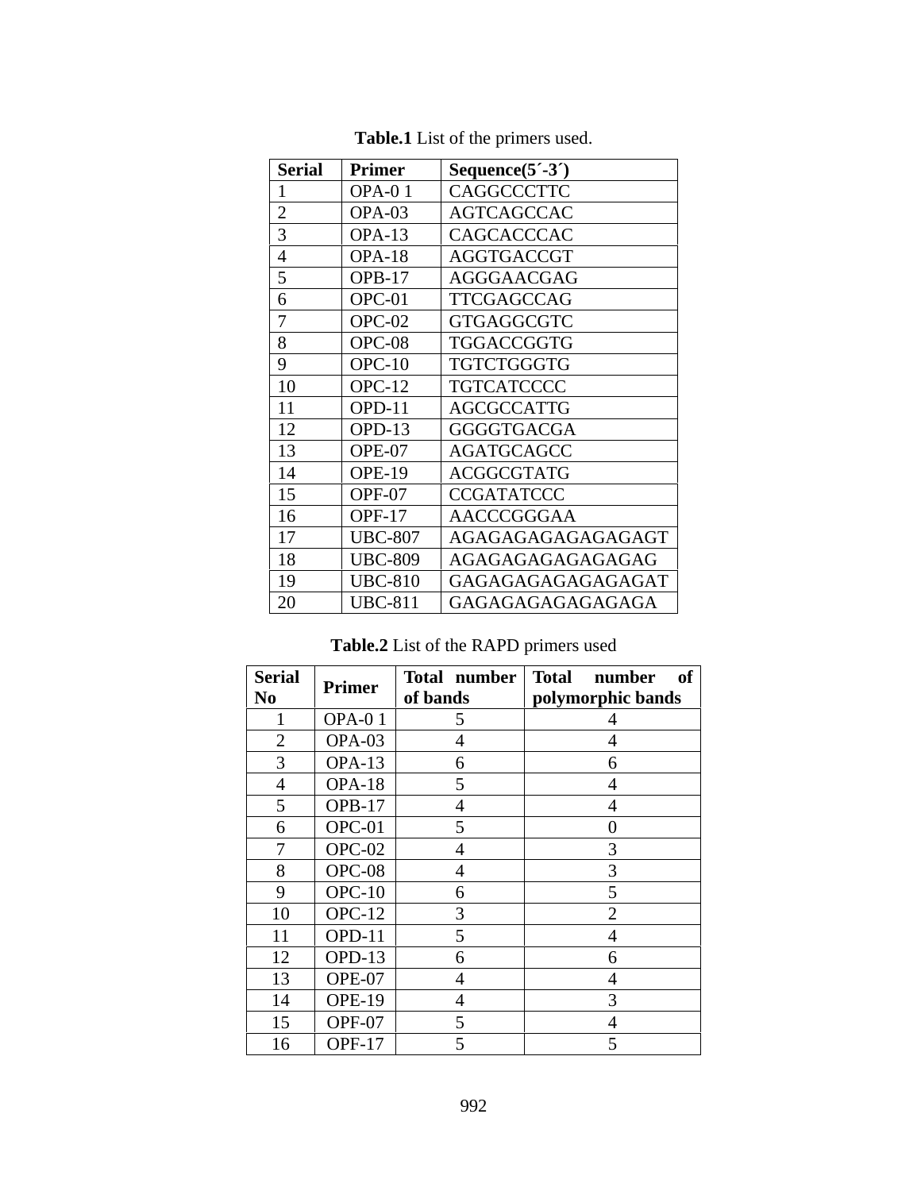**Table.1** List of the primers used.

| Serial | Primer | Sequence(5´-3´) |
|---|---|---|
| 1 | OPA-0 1 | CAGGCCCTTC |
| 2 | OPA-03 | AGTCAGCCAC |
| 3 | OPA-13 | CAGCACCCAC |
| 4 | OPA-18 | AGGTGACCGT |
| 5 | OPB-17 | AGGGAACGAG |
| 6 | OPC-01 | TTCGAGCCAG |
| 7 | OPC-02 | GTGAGGCGTC |
| 8 | OPC-08 | TGGACCGGTG |
| 9 | OPC-10 | TGTCTGGGTG |
| 10 | OPC-12 | TGTCATCCCC |
| 11 | OPD-11 | AGCGCCATTG |
| 12 | OPD-13 | GGGGTGACGA |
| 13 | OPE-07 | AGATGCAGCC |
| 14 | OPE-19 | ACGGCGTATG |
| 15 | OPF-07 | CCGATATCCC |
| 16 | OPF-17 | AACCCGGGAA |
| 17 | UBC-807 | AGAGAGAGAGAGAGAGT |
| 18 | UBC-809 | AGAGAGAGAGAGAGAG |
| 19 | UBC-810 | GAGAGAGAGAGAGAGAT |
| 20 | UBC-811 | GAGAGAGAGAGAGAGA |

**Table.2** List of the RAPD primers used

| Serial No | Primer | Total number of bands | Total number of polymorphic bands |
|---|---|---|---|
| 1 | OPA-0 1 | 5 | 4 |
| 2 | OPA-03 | 4 | 4 |
| 3 | OPA-13 | 6 | 6 |
| 4 | OPA-18 | 5 | 4 |
| 5 | OPB-17 | 4 | 4 |
| 6 | OPC-01 | 5 | 0 |
| 7 | OPC-02 | 4 | 3 |
| 8 | OPC-08 | 4 | 3 |
| 9 | OPC-10 | 6 | 5 |
| 10 | OPC-12 | 3 | 2 |
| 11 | OPD-11 | 5 | 4 |
| 12 | OPD-13 | 6 | 6 |
| 13 | OPE-07 | 4 | 4 |
| 14 | OPE-19 | 4 | 3 |
| 15 | OPF-07 | 5 | 4 |
| 16 | OPF-17 | 5 | 5 |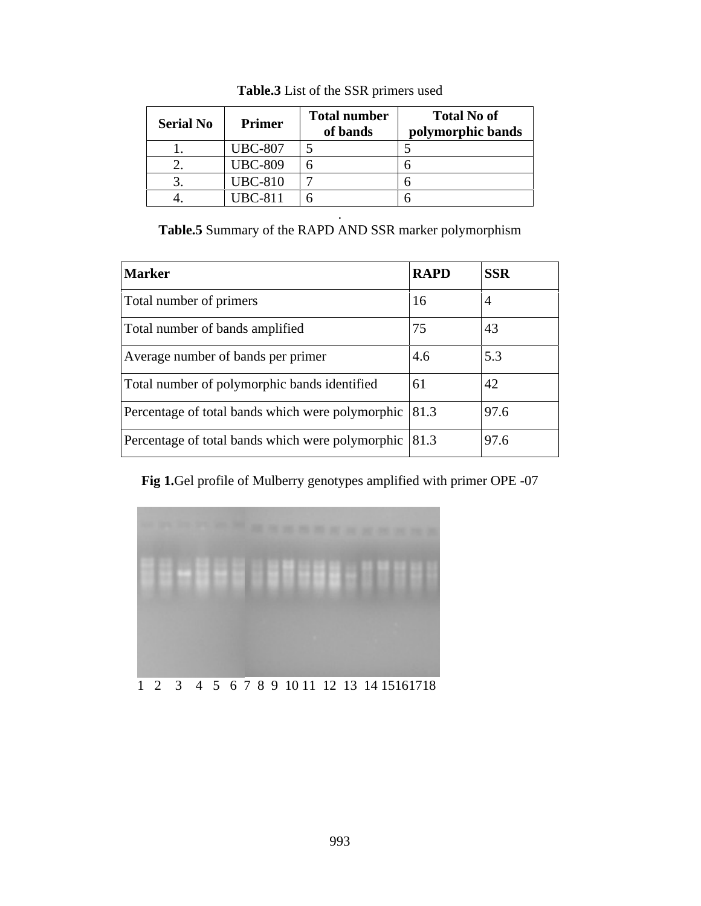**Table.3** List of the SSR primers used

| Serial No | Primer | Total number of bands | Total No of polymorphic bands |
|---|---|---|---|
| 1. | UBC-807 | 5 | 5 |
| 2. | UBC-809 | 6 | 6 |
| 3. | UBC-810 | 7 | 6 |
| 4. | UBC-811 | 6 | 6 |

**Table.5** Summary of the RAPD AND SSR marker polymorphism

| Marker | RAPD | SSR |
|---|---|---|
| Total number of primers | 16 | 4 |
| Total number of bands amplified | 75 | 43 |
| Average number of bands per primer | 4.6 | 5.3 |
| Total number of polymorphic bands identified | 61 | 42 |
| Percentage of total bands which were polymorphic | 81.3 | 97.6 |
| Percentage of total bands which were polymorphic | 81.3 | 97.6 |

**Fig 1.** Gel profile of Mulberry genotypes amplified with primer OPE -07

1 2 3 4 5 6 7 8 9 10 11 12 13 14 15161718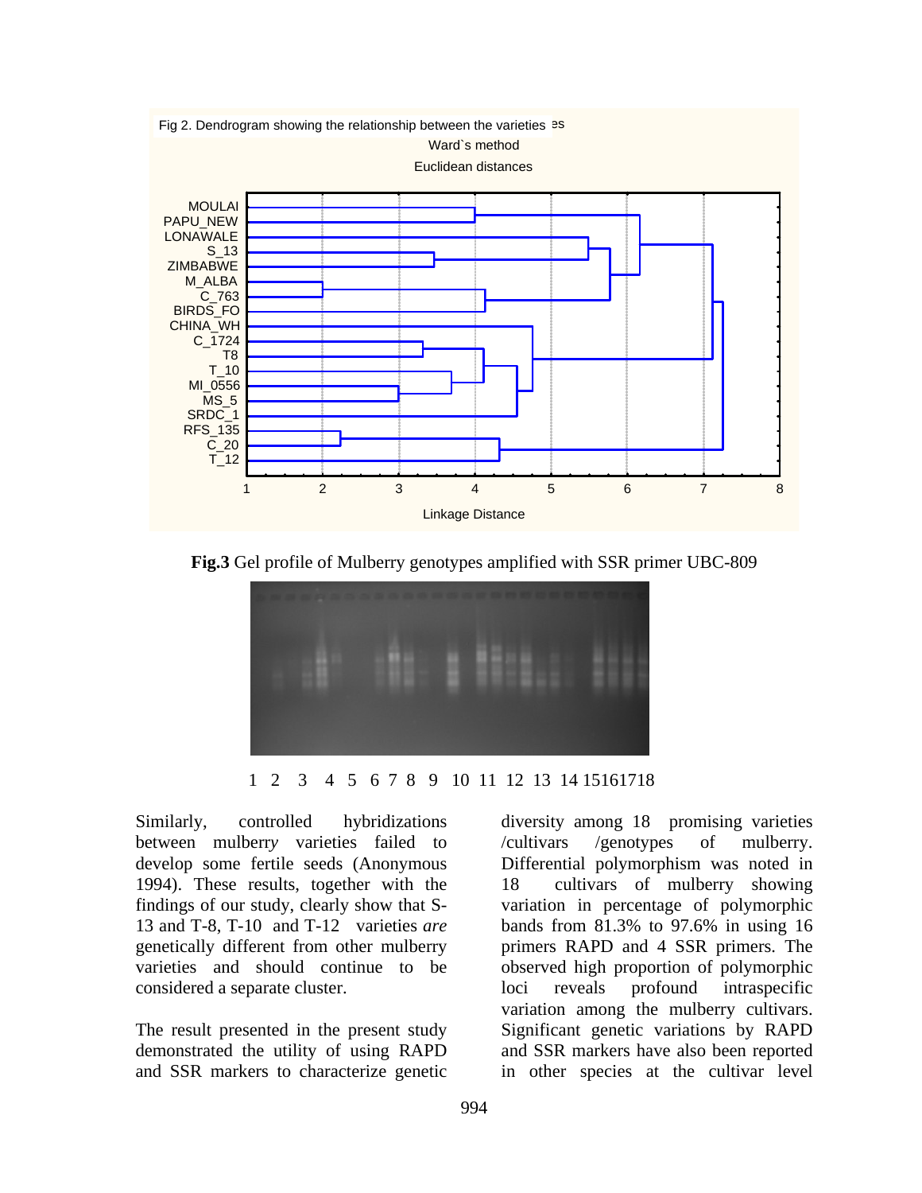Fig 2. Dendrogram showing the relationship between the varieties

Ward`s method

Euclidean distances

**Fig.3** Gel profile of Mulberry genotypes amplified with SSR primer UBC-809

1 2 3 4 5 6 7 8 9 10 11 12 13 14 15161718

Similarly, controlled hybridizations between mulberry varieties failed to develop some fertile seeds (Anonymous 1994). These results, together with the findings of our study, clearly show that S-13 and T-8, T-10 and T-12 varieties *are* genetically different from other mulberry varieties and should continue to be considered a separate cluster.

The result presented in the present study demonstrated the utility of using RAPD and SSR markers to characterize genetic diversity among 18 promising varieties /cultivars /genotypes of mulberry. Differential polymorphism was noted in 18 cultivars of mulberry showing variation in percentage of polymorphic bands from 81.3% to 97.6% in using 16 primers RAPD and 4 SSR primers. The observed high proportion of polymorphic loci reveals profound intraspecific variation among the mulberry cultivars. Significant genetic variations by RAPD and SSR markers have also been reported in other species at the cultivar level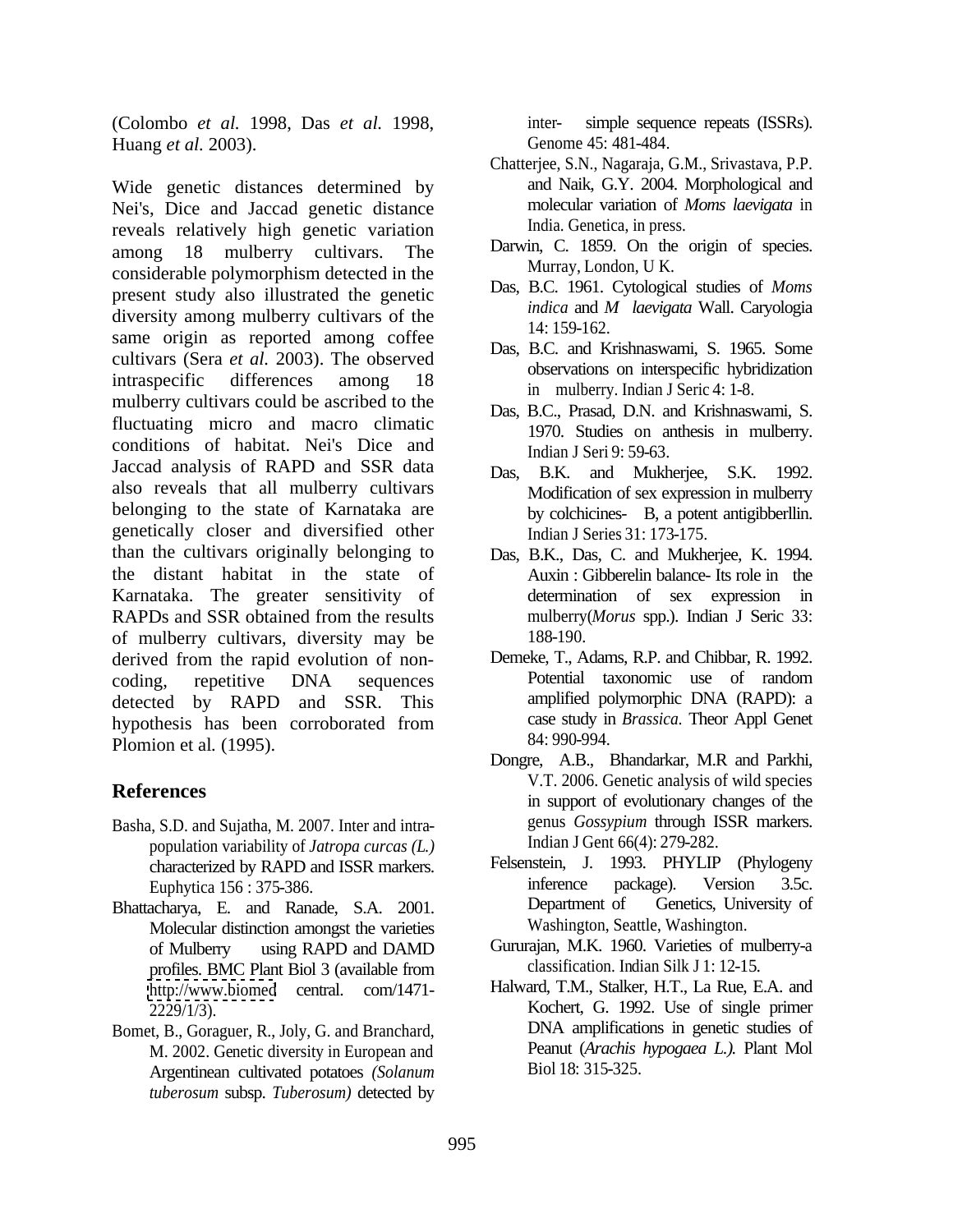(Colombo *et al.* 1998, Das *et al.* 1998, Huang *et al.* 2003).

Wide genetic distances determined by Nei's, Dice and Jaccad genetic distance reveals relatively high genetic variation among 18 mulberry cultivars. The considerable polymorphism detected in the present study also illustrated the genetic diversity among mulberry cultivars of the same origin as reported among coffee cultivars (Sera *et al.* 2003). The observed intraspecific differences among 18 mulberry cultivars could be ascribed to the fluctuating micro and macro climatic conditions of habitat. Nei's Dice and Jaccad analysis of RAPD and SSR data also reveals that all mulberry cultivars belonging to the state of Karnataka are genetically closer and diversified other than the cultivars originally belonging to the distant habitat in the state of Karnataka. The greater sensitivity of RAPDs and SSR obtained from the results of mulberry cultivars, diversity may be derived from the rapid evolution of non-coding, repetitive DNA sequences detected by RAPD and SSR. This hypothesis has been corroborated from Plomion et al. (1995).

## References

Basha, S.D. and Sujatha, M. 2007. Inter and intra-population variability of *Jatropa curcas (L.)* characterized by RAPD and ISSR markers. Euphytica 156 : 375-386.

Bhattacharya, E. and Ranade, S.A. 2001. Molecular distinction amongst the varieties of Mulberry using RAPD and DAMD profiles. BMC Plant Biol 3 (available from http://www.biomed central. com/1471-2229/1/3).

Bomet, B., Goraguer, R., Joly, G. and Branchard, M. 2002. Genetic diversity in European and Argentinean cultivated potatoes *(Solanum tuberosum* subsp. *Tuberosum)* detected by inter- simple sequence repeats (ISSRs). Genome 45: 481-484.

Chatterjee, S.N., Nagaraja, G.M., Srivastava, P.P. and Naik, G.Y. 2004. Morphological and molecular variation of *Moms laevigata* in India. Genetica, in press.

Darwin, C. 1859. On the origin of species. Murray, London, U K.

Das, B.C. 1961. Cytological studies of *Moms indica* and *M laevigata* Wall. Caryologia 14: 159-162.

Das, B.C. and Krishnaswami, S. 1965. Some observations on interspecific hybridization in mulberry. Indian J Seric 4: 1-8.

Das, B.C., Prasad, D.N. and Krishnaswami, S. 1970. Studies on anthesis in mulberry. Indian J Seri 9: 59-63.

Das, B.K. and Mukherjee, S.K. 1992. Modification of sex expression in mulberry by colchicines- B, a potent antigibberllin. Indian J Series 31: 173-175.

Das, B.K., Das, C. and Mukherjee, K. 1994. Auxin : Gibberelin balance- Its role in the determination of sex expression in mulberry(*Morus* spp.). Indian J Seric 33: 188-190.

Demeke, T., Adams, R.P. and Chibbar, R. 1992. Potential taxonomic use of random amplified polymorphic DNA (RAPD): a case study in *Brassica.* Theor Appl Genet 84: 990-994.

Dongre, A.B., Bhandarkar, M.R and Parkhi, V.T. 2006. Genetic analysis of wild species in support of evolutionary changes of the genus *Gossypium* through ISSR markers. Indian J Gent 66(4): 279-282.

Felsenstein, J. 1993. PHYLIP (Phylogeny inference package). Version 3.5c. Department of Genetics, University of Washington, Seattle, Washington.

Gururajan, M.K. 1960. Varieties of mulberry-a classification. Indian Silk J 1: 12-15.

Halward, T.M., Stalker, H.T., La Rue, E.A. and Kochert, G. 1992. Use of single primer DNA amplifications in genetic studies of Peanut (*Arachis hypogaea L.).* Plant Mol Biol 18: 315-325.